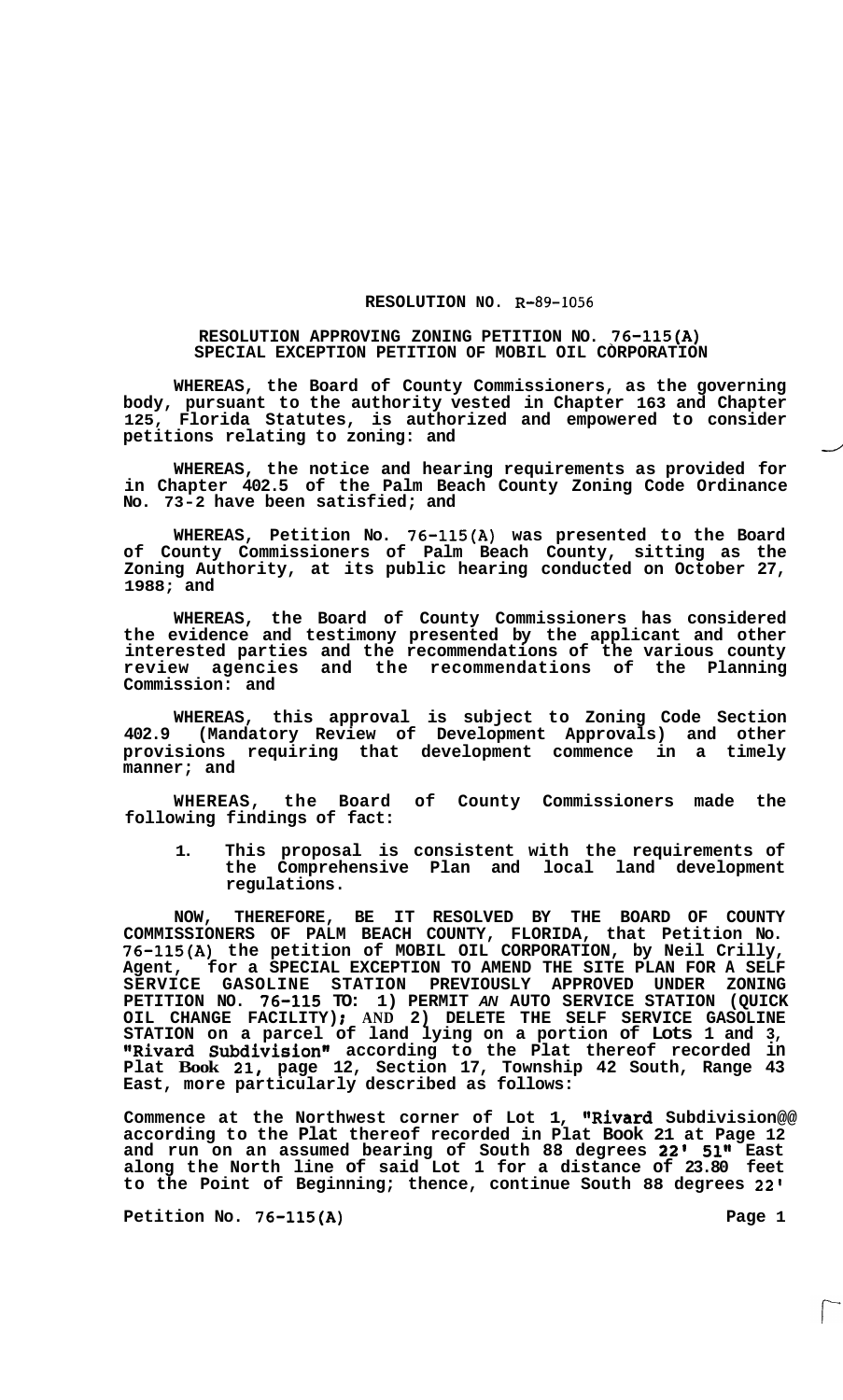**RESOLUTION NO. R-89-1056**

**RESOLUTION APPROVING ZONING PETITION NO. 76-115(A) SPECIAL EXCEPTION PETITION OF MOBIL OIL CORPORATION**

**WHEREAS, the Board of County Commissioners, as the governing body, pursuant to the authority vested in Chapter 163 and Chapter 125, Florida Statutes, is authorized and empowered to consider petitions relating to zoning: and**

**WHEREAS, the notice and hearing requirements as provided for in Chapter 402.5 of the Palm Beach County Zoning Code Ordinance No. 73-2 have been satisfied; and**

**WHEREAS, Petition No. 76-115(A) was presented to the Board of County Commissioners of Palm Beach County, sitting as the Zoning Authority, at its public hearing conducted on October 27, 1988; and**

**WHEREAS, the Board of County Commissioners has considered the evidence and testimony presented by the applicant and other interested parties and the recommendations of the various county review agencies and the recommendations of the Planning Commission: and**

**WHEREAS, this approval is subject to Zoning Code Section 402.9 (Mandatory Review of Development Approvals) and other provisions requiring that development commence in a timely manner; and**

**WHEREAS, the Board of County Commissioners made the following findings of fact:**

1. **This proposal is consistent with the requirements of the Comprehensive Plan and local land development regulations.**

**NOW, THEREFORE, BE IT RESOLVED BY THE BOARD OF COUNTY COMMISSIONERS OF PALM BEACH COUNTY, FLORIDA, that Petition No. 76-115(A) the petition of MOBIL OIL CORPORATION, by Neil Crilly, Agent, for a SPECIAL EXCEPTION TO AMEND THE SITE PLAN FOR A SELF SERVICE GASOLINE STATION PREVIOUSLY APPROVED UNDER ZONING PETITION NO. 76-115 TO: 1) PERMIT AN AUTO SERVICE STATION (QUICK OIL CHANGE FACILITY); AND 2) DELETE THE SELF SERVICE GASOLINE STATION on a parcel of land lying on a portion of Lots 1 and 3, "Rivard Subdivision" according to the Plat thereof recorded in Plat Book 21, page 12, Section 17, Township 42 South, Range 43 East, more particularly described as follows:**

**Commence at the Northwest corner of Lot 1, "Rivard Subdivision" according to the Plat thereof recorded in Plat Book 21 at Page 12 and run on an assumed bearing of South 88 degrees 22' 51" East along the North line of said Lot 1 for a distance of 23.80 feet to the Point of Beginning; thence, continue South 88 degrees 22'**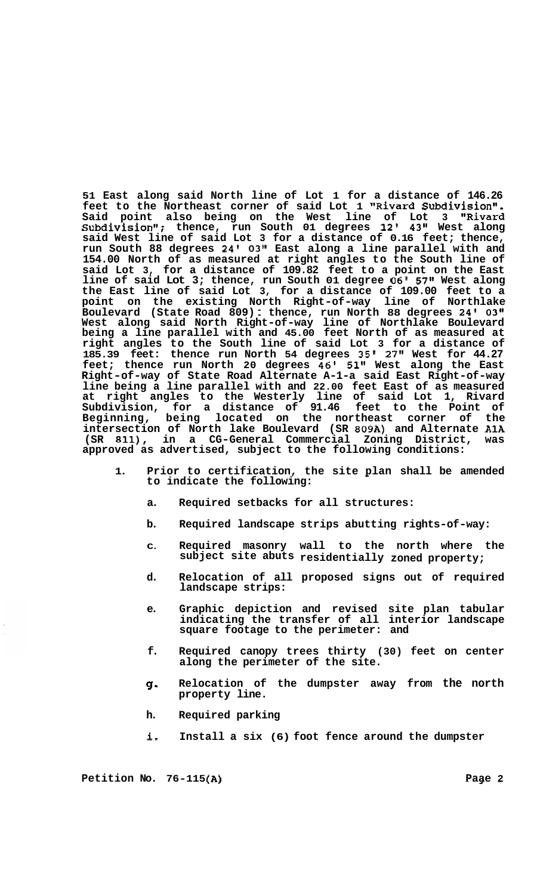**51 East along said North line of Lot 1 for a distance of 146.26 feet to the Northeast corner of said Lot 1 "Rivard Subdivision". Said point also being on the West line of Lot 3 "Rivard Subdivision"; thence, run South 01 degrees 12' 43" West along said West line of said Lot 3 for a distance of 0.16 feet; thence, run South 88 degrees 24' 03" East along a line parallel with and 154.00 North of as measured at right angles to the South line of said Lot 3, for a distance of 109.82 feet to a point on the East line of said Lot 3; thence, run South 01 degree 06' 57" West along the East line of said Lot 3, for a distance of 109.00 feet to a point on the existing North Right-of-way line of Northlake Boulevard (State Road 809): thence, run North 88 degrees 24' 03" West along said North Right-of-way line of Northlake Boulevard being a line parallel with and 45.00 feet North of as measured at right angles to the South line of said Lot 3 for a distance of 185.39 feet: thence run North 54 degrees 35' 27" West for 44.27 feet; thence run North 20 degrees 46' 51" West along the East Right-of-way of State Road Alternate A-1-a said East Right-of-way line being a line parallel with and 22.00 feet East of as measured at right angles to the Westerly line of said Lot 1, Rivard Subdivision, for a distance of 91.46 feet to the Point of Beginning, being located on the northeast corner of the intersection of North lake Boulevard (SR 809A) and Alternate A1A (SR 811), in a CG-General Commercial Zoning District, was approved as advertised, subject to the following conditions:**

1. **Prior to certification, the site plan shall be amended to indicate the following:**

   a. **Required setbacks for all structures:**

   b. **Required landscape strips abutting rights-of-way:**

   c. **Required masonry wall to the north where the subject site abuts residentially zoned property;**

   d. **Relocation of all proposed signs out of required landscape strips:**

   e. **Graphic depiction and revised site plan tabular indicating the transfer of all interior landscape square footage to the perimeter: and**

   f. **Required canopy trees thirty (30) feet on center along the perimeter of the site.**

   g. **Relocation of the dumpster away from the north property line.**

   h. **Required parking**

   i. **Install a six (6) foot fence around the dumpster**

**Petition No. 76-115(A)**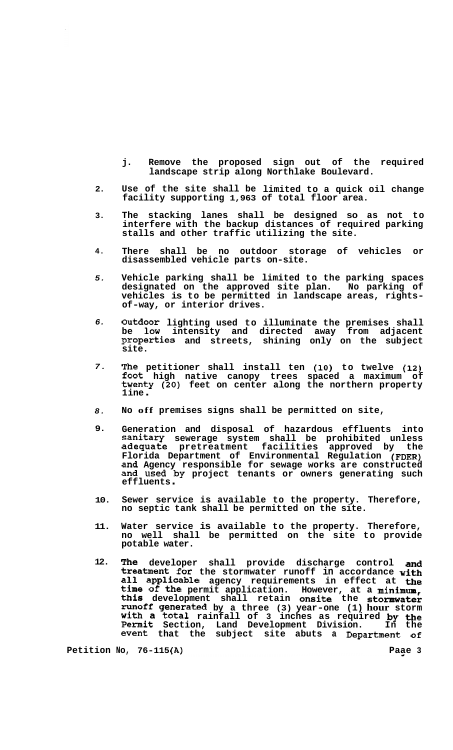j. Remove the proposed sign out of the required landscape strip along Northlake Boulevard.

2. Use of the site shall be limited to a quick oil change facility supporting 1,963 of total floor area.

3. The stacking lanes shall be designed so as not to interfere with the backup distances of required parking stalls and other traffic utilizing the site.

4. There shall be no outdoor storage of vehicles or disassembled vehicle parts on-site.

5. Vehicle parking shall be limited to the parking spaces designated on the approved site plan. No parking of vehicles is to be permitted in landscape areas, rights-of-way, or interior drives.

6. Outdoor lighting used to illuminate the premises shall be low intensity and directed away from adjacent properties and streets, shining only on the subject site.

7. The petitioner shall install ten (10) to twelve (12) foot high native canopy trees spaced a maximum of twenty (20) feet on center along the northern property line.

8. No off premises signs shall be permitted on site,

9. Generation and disposal of hazardous effluents into sanitary sewerage system shall be prohibited unless adequate pretreatment facilities approved by the Florida Department of Environmental Regulation (FDER) and Agency responsible for sewage works are constructed and used by project tenants or owners generating such effluents.

10. Sewer service is available to the property. Therefore, no septic tank shall be permitted on the site.

11. Water service is available to the property. Therefore, no well shall be permitted on the site to provide potable water.

12. The developer shall provide discharge control and treatment for the stormwater runoff in accordance with all applicable agency requirements in effect at the time of the permit application. However, at a minimum, this development shall retain onsite the stormwater runoff generated by a three (3) year-one (1) hour storm with a total rainfall of 3 inches as required by the Permit Section, Land Development Division. In the event that the subject site abuts a Department of

Petition No, 76-115(A)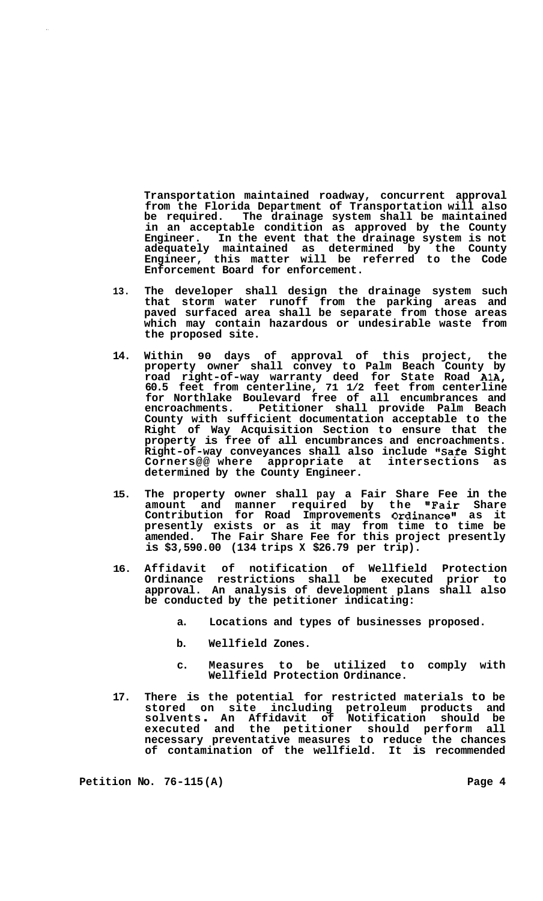Transportation maintained roadway, concurrent approval from the Florida Department of Transportation will also be required. The drainage system shall be maintained in an acceptable condition as approved by the County Engineer. In the event that the drainage system is not adequately maintained as determined by the County Engineer, this matter will be referred to the Code Enforcement Board for enforcement.

13. The developer shall design the drainage system such that storm water runoff from the parking areas and paved surfaced area shall be separate from those areas which may contain hazardous or undesirable waste from the proposed site.

14. Within 90 days of approval of this project, the property owner shall convey to Palm Beach County by road right-of-way warranty deed for State Road A1A, 60.5 feet from centerline, 71 1/2 feet from centerline for Northlake Boulevard free of all encumbrances and encroachments. Petitioner shall provide Palm Beach County with sufficient documentation acceptable to the Right of Way Acquisition Section to ensure that the property is free of all encumbrances and encroachments. Right-of-way conveyances shall also include "Safe Sight Corners@@ where appropriate at intersections as determined by the County Engineer.

15. The property owner shall pay a Fair Share Fee in the amount and manner required by the "Fair Share Contribution for Road Improvements Ordinance" as it presently exists or as it may from time to time be amended. The Fair Share Fee for this project presently is $3,590.00 (134 trips X $26.79 per trip).

16. Affidavit of notification of Wellfield Protection Ordinance restrictions shall be executed prior to approval. An analysis of development plans shall also be conducted by the petitioner indicating:

    a. Locations and types of businesses proposed.

    b. Wellfield Zones.

    c. Measures to be utilized to comply with Wellfield Protection Ordinance.

17. There is the potential for restricted materials to be stored on site including petroleum products and solvents. An Affidavit of Notification should be executed and the petitioner should perform all necessary preventative measures to reduce the chances of contamination of the wellfield. It is recommended

Petition No. 76-115(A)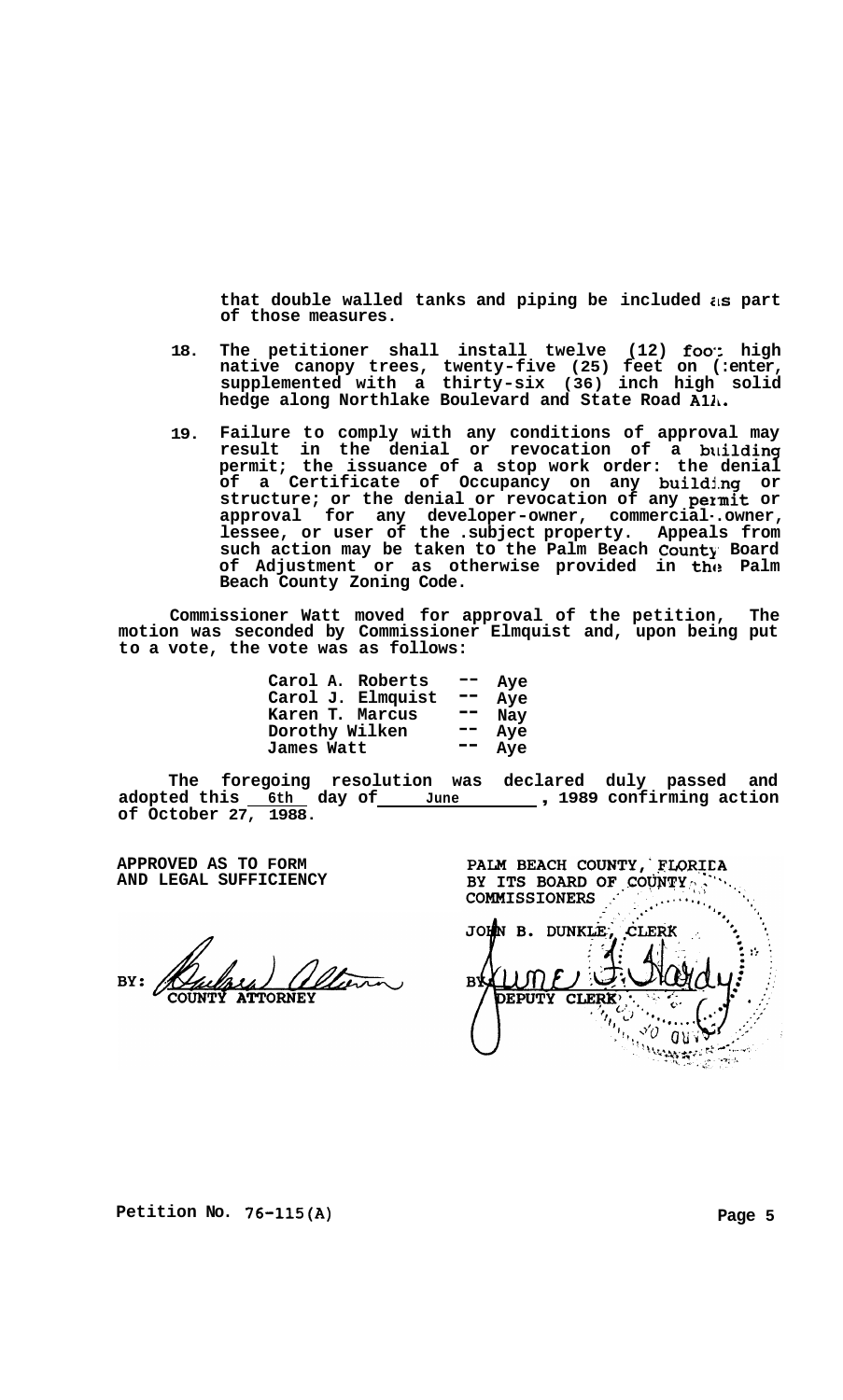that double walled tanks and piping be included as part of those measures.

18. The petitioner shall install twelve (12) foot high native canopy trees, twenty-five (25) feet on center, supplemented with a thirty-six (36) inch high solid hedge along Northlake Boulevard and State Road A1A.

19. Failure to comply with any conditions of approval may result in the denial or revocation of a building permit; the issuance of a stop work order: the denial of a Certificate of Occupancy on any building or structure; or the denial or revocation of any permit or approval for any developer-owner, commercial-owner, lessee, or user of the subject property. Appeals from such action may be taken to the Palm Beach County Board of Adjustment or as otherwise provided in the Palm Beach County Zoning Code.

Commissioner Watt moved for approval of the petition, The motion was seconded by Commissioner Elmquist and, upon being put to a vote, the vote was as follows:

| | | |
|---|---|---|
| Carol A. Roberts | -- | Aye |
| Carol J. Elmquist | -- | Aye |
| Karen T. Marcus | -- | Nay |
| Dorothy Wilken | -- | Aye |
| James Watt | -- | Aye |

The foregoing resolution was declared duly passed and adopted this 6th day of June, 1989 confirming action of October 27, 1988.

APPROVED AS TO FORM AND LEGAL SUFFICIENCY

BY: [signature] COUNTY ATTORNEY

PALM BEACH COUNTY, FLORIDA BY ITS BOARD OF COUNTY COMMISSIONERS

JOHN B. DUNKLE, CLERK

BY: [signature] DEPUTY CLERK

Petition No. 76-115(A)